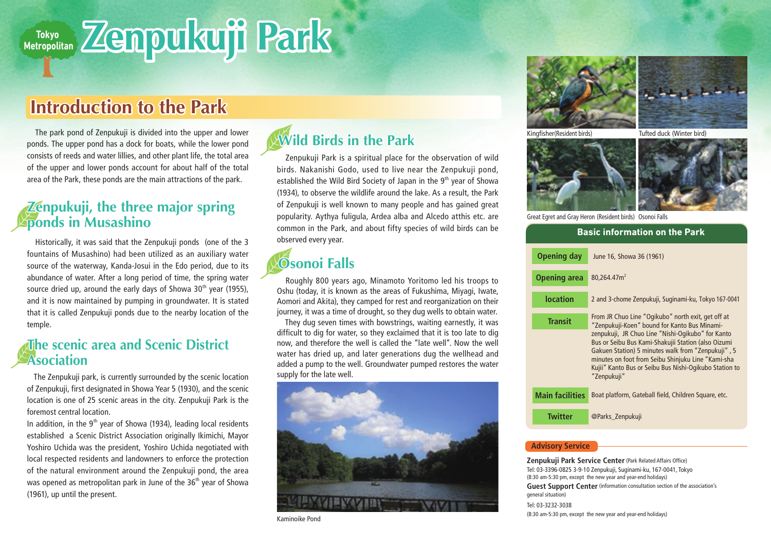# Tokyo Metropolitan Zenpukuji Park

## Introduction to the Park

The park pond of Zenpukuji is divided into the upper and lower ponds. The upper pond has a dock for boats, while the lower pond consists of reeds and water lillies, and other plant life, the total area of the upper and lower ponds account for about half of the total area of the Park, these ponds are the main attractions of the park.

### Zenpukuji, the three major spring ponds in Musashino

Historically, it was said that the Zenpukuji ponds (one of the 3 fountains of Musashino) had been utilized as an auxiliary water source of the waterway, Kanda-Josui in the Edo period, due to its abundance of water. After a long period of time, the spring water source dried up, around the early days of Showa 30th year (1955), and it is now maintained by pumping in groundwater. It is stated that it is called Zenpukuji ponds due to the nearby location of the temple.

### The scenic area and Scenic District Asociation

The Zenpukuji park, is currently surrounded by the scenic location of Zenpukuji, first designated in Showa Year 5 (1930), and the scenic location is one of 25 scenic areas in the city. Zenpukuji Park is the foremost central location.

In addition, in the 9th year of Showa (1934), leading local residents established a Scenic District Association originally Ikimichi, Mayor Yoshiro Uchida was the president, Yoshiro Uchida negotiated with local respected residents and landowners to enforce the protection of the natural environment around the Zenpukuji pond, the area was opened as metropolitan park in June of the 36th year of Showa (1961), up until the present.

### Wild Birds in the Park

Zenpukuji Park is a spiritual place for the observation of wild birds. Nakanishi Godo, used to live near the Zenpukuji pond, established the Wild Bird Society of Japan in the 9th year of Showa (1934), to observe the wildlife around the lake. As a result, the Park of Zenpukuji is well known to many people and has gained great popularity. Aythya fuligula, Ardea alba and Alcedo atthis etc. are common in the Park, and about fifty species of wild birds can be observed every year.

### Osonoi Falls

Roughly 800 years ago, Minamoto Yoritomo led his troops to Oshu (today, it is known as the areas of Fukushima, Miyagi, Iwate, Aomori and Akita), they camped for rest and reorganization on their journey, it was a time of drought, so they dug wells to obtain water.

They dug seven times with bowstrings, waiting earnestly, it was difficult to dig for water, so they exclaimed that it is too late to dig now, and therefore the well is called the "late well". Now the well water has dried up, and later generations dug the wellhead and added a pump to the well. Groundwater pumped restores the water supply for the late well.

Kaminoike Pond

Kingfisher(Resident birds)

Tufted duck (Winter bird)

Great Egret and Gray Heron (Resident birds)

Osonoi Falls

### Basic information on the Park

| | |
|---|---|
| Opening day | June 16, Showa 36 (1961) |
| Opening area | 80,264.47m$^2$ |
| location | 2 and 3-chome Zenpukuji, Suginami-ku, Tokyo 167-0041 |
| Transit | From JR Chuo Line "Ogikubo" north exit, get off at "Zenpukuji-Koen" bound for Kanto Bus Minami-zenpukuji, JR Chuo Line "Nishi-Ogikubo" for Kanto Bus or Seibu Bus Kami-Shakujii Station (also Oizumi Gakuen Station) 5 minutes walk from "Zenpukuji", 5 minutes on foot from Seibu Shinjuku Line "Kami-sha Kujii" Kanto Bus or Seibu Bus Nishi-Ogikubo Station to "Zenpukuji" |
| Main facilities | Boat platform, Gateball field, Children Square, etc. |
| Twitter | @Parks_Zenpukuji |

### Advisory Service

**Zenpukuji Park Service Center** (Park Related Affairs Office)
Tel: 03-3396-0825 3-9-10 Zenpukuji, Suginami-ku, 167-0041, Tokyo
(8:30 am-5:30 pm, except the new year and year-end holidays)

**Guest Support Center** (information consultation section of the association's general situation)
Tel: 03-3232-3038
(8:30 am-5:30 pm, except the new year and year-end holidays)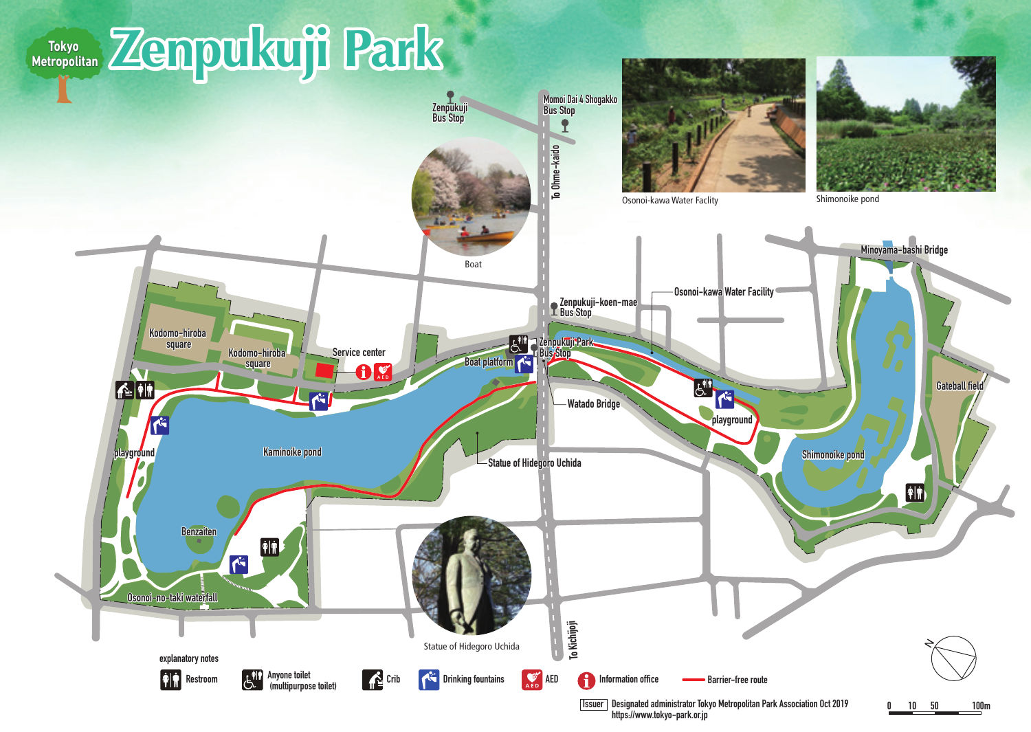# Zenpuku ji Park

Tokyo Metropolitan

Zenpukuji Bus Stop

Momoi Dai 4 Shogakko Bus Stop

To Ohme-kaido

Boat

Osonoi-kawa Water Faclity

Shimonoike pond

Minoyama-bashi Bridge

Osonoi-kawa Water Facility

Zenpukuji-koen-mae Bus Stop

Kodomo-hiroba square

Kodomo-hiroba square

Service center

Boat platform

Zenpukuji Park Bus Stop

Watado Bridge

playground

Gateball field

playground

Kaminoike pond

Statue of Hidegoro Uchida

Shimonoike pond

Benzaiten

Osonoi-no-taki waterfall

Statue of Hidegoro Uchida

To Kichijoji

explanatory notes

Restroom

Anyone toilet (multipurpose toilet)

Crib

Drinking fountains

AED

Information office

Barrier-free route

Issuer Designated administrator Tokyo Metropolitan Park Association Oct 2019
https://www.tokyo-park.or.jp

0 10 50 100m

N